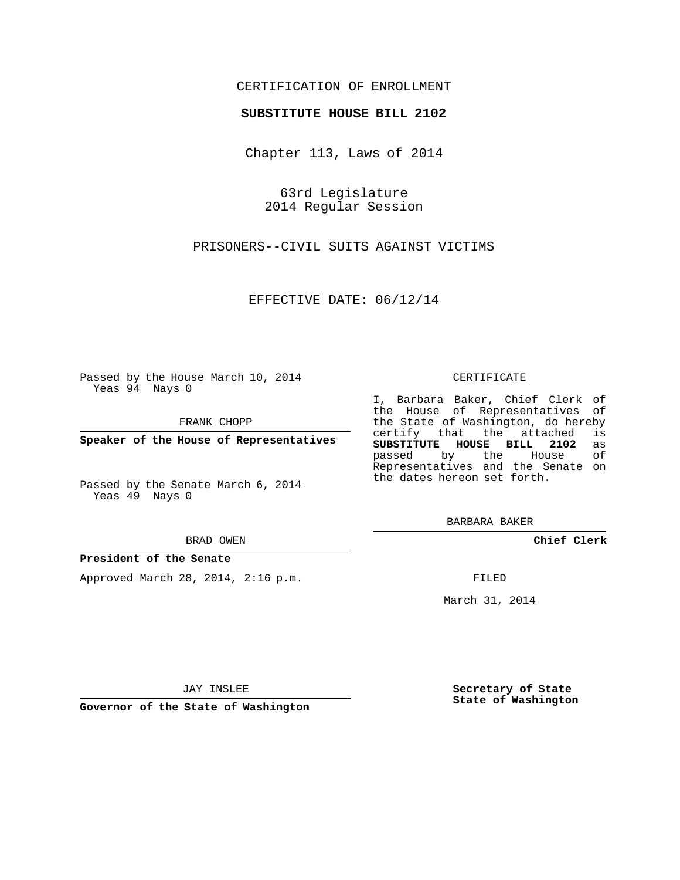CERTIFICATION OF ENROLLMENT

**SUBSTITUTE HOUSE BILL 2102**

Chapter 113, Laws of 2014

63rd Legislature
2014 Regular Session

PRISONERS--CIVIL SUITS AGAINST VICTIMS

EFFECTIVE DATE: 06/12/14

Passed by the House March 10, 2014
Yeas 94 Nays 0

FRANK CHOPP

**Speaker of the House of Representatives**

Passed by the Senate March 6, 2014
Yeas 49 Nays 0

BRAD OWEN

**President of the Senate**

Approved March 28, 2014, 2:16 p.m.

JAY INSLEE

**Governor of the State of Washington**

CERTIFICATE

I, Barbara Baker, Chief Clerk of the House of Representatives of the State of Washington, do hereby certify that the attached is **SUBSTITUTE HOUSE BILL 2102** as passed by the House of Representatives and the Senate on the dates hereon set forth.

BARBARA BAKER

**Chief Clerk**

FILED

March 31, 2014

**Secretary of State**
**State of Washington**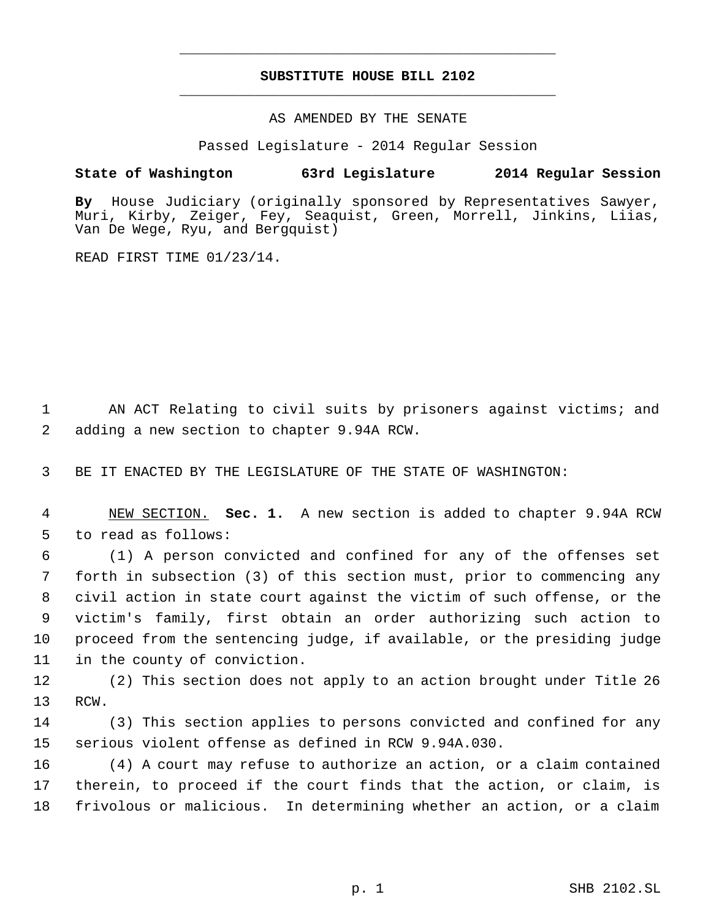# SUBSTITUTE HOUSE BILL 2102

AS AMENDED BY THE SENATE

Passed Legislature - 2014 Regular Session

**State of Washington 63rd Legislature 2014 Regular Session**

**By** House Judiciary (originally sponsored by Representatives Sawyer, Muri, Kirby, Zeiger, Fey, Seaquist, Green, Morrell, Jinkins, Liias, Van De Wege, Ryu, and Bergquist)

READ FIRST TIME 01/23/14.

AN ACT Relating to civil suits by prisoners against victims; and adding a new section to chapter 9.94A RCW.

BE IT ENACTED BY THE LEGISLATURE OF THE STATE OF WASHINGTON:

NEW SECTION. **Sec. 1.** A new section is added to chapter 9.94A RCW to read as follows:

(1) A person convicted and confined for any of the offenses set forth in subsection (3) of this section must, prior to commencing any civil action in state court against the victim of such offense, or the victim's family, first obtain an order authorizing such action to proceed from the sentencing judge, if available, or the presiding judge in the county of conviction.

(2) This section does not apply to an action brought under Title 26 RCW.

(3) This section applies to persons convicted and confined for any serious violent offense as defined in RCW 9.94A.030.

(4) A court may refuse to authorize an action, or a claim contained therein, to proceed if the court finds that the action, or claim, is frivolous or malicious. In determining whether an action, or a claim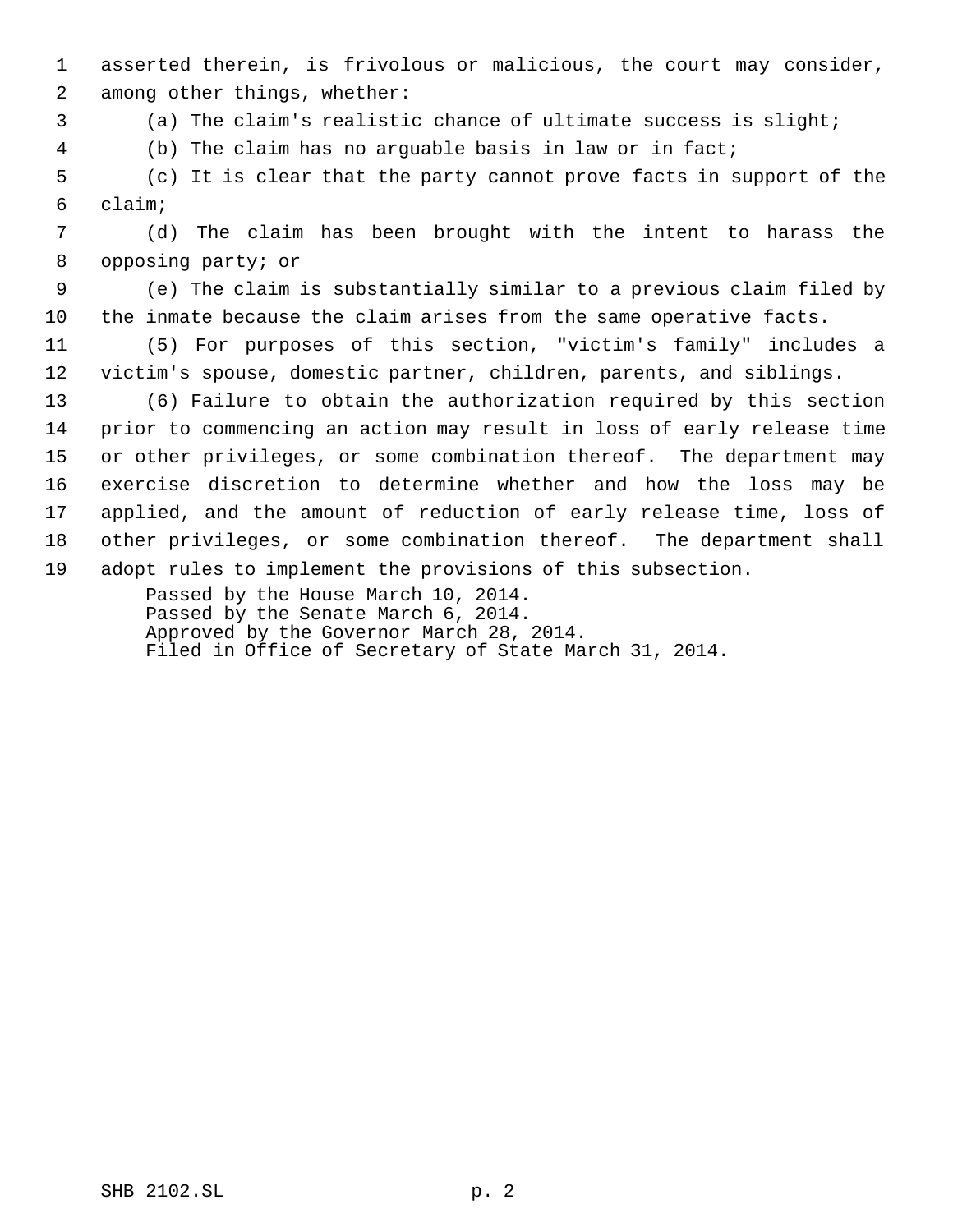asserted therein, is frivolous or malicious, the court may consider, among other things, whether:

(a) The claim's realistic chance of ultimate success is slight;

(b) The claim has no arguable basis in law or in fact;

(c) It is clear that the party cannot prove facts in support of the claim;

(d) The claim has been brought with the intent to harass the opposing party; or

(e) The claim is substantially similar to a previous claim filed by the inmate because the claim arises from the same operative facts.

(5) For purposes of this section, "victim's family" includes a victim's spouse, domestic partner, children, parents, and siblings.

(6) Failure to obtain the authorization required by this section prior to commencing an action may result in loss of early release time or other privileges, or some combination thereof. The department may exercise discretion to determine whether and how the loss may be applied, and the amount of reduction of early release time, loss of other privileges, or some combination thereof. The department shall adopt rules to implement the provisions of this subsection.

Passed by the House March 10, 2014.
Passed by the Senate March 6, 2014.
Approved by the Governor March 28, 2014.
Filed in Office of Secretary of State March 31, 2014.